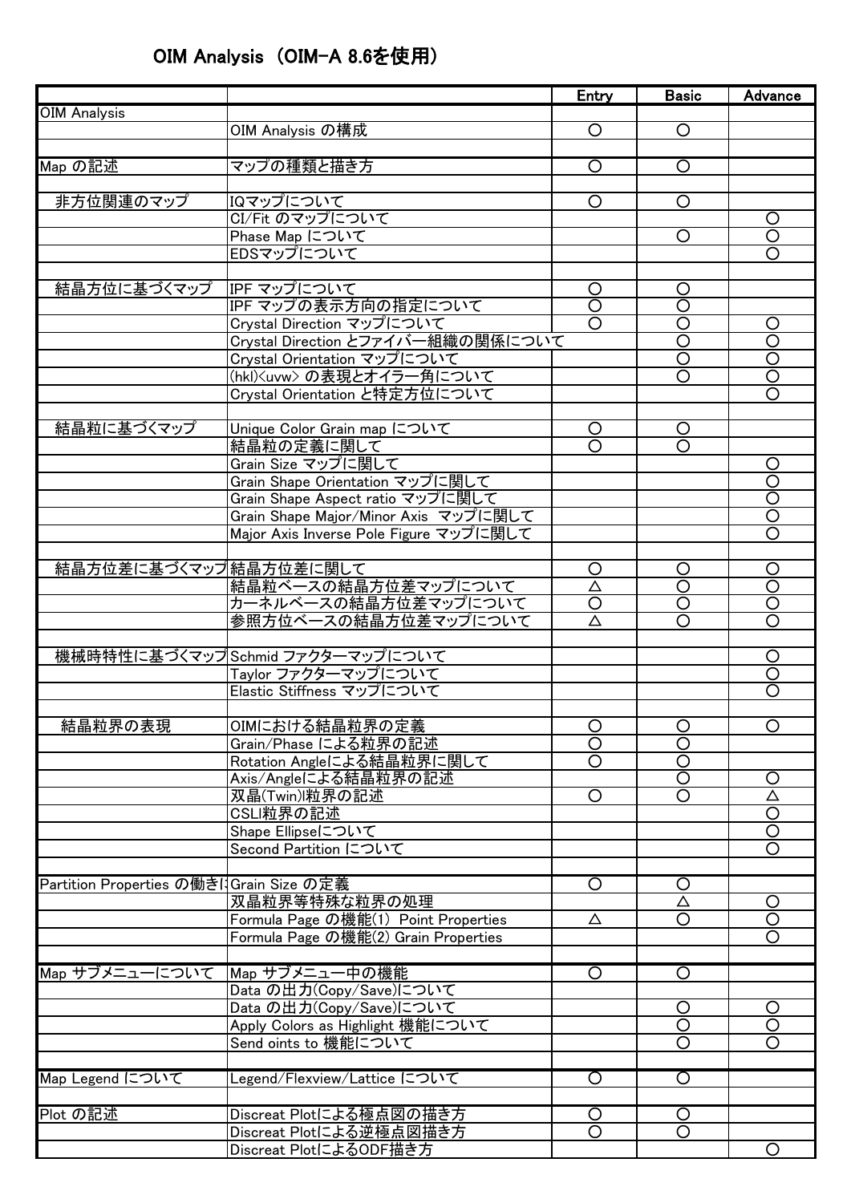# OIM Analysis （OIM-A 8.6を使用）

| | | Entry | Basic | Advance |
|---|---|---|---|---|
| OIM Analysis | | | | |
| | OIM Analysis の構成 | ○ | ○ | |
| | | | | |
| Map の記述 | マップの種類と描き方 | ○ | ○ | |
| | | | | |
| 非方位関連のマップ | IQマップについて | ○ | ○ | |
| | CI/Fit のマップについて | | | ○ |
| | Phase Map について | | ○ | ○ |
| | EDSマップについて | | | ○ |
| | | | | |
| 結晶方位に基づくマップ | IPF マップについて | ○ | ○ | |
| | IPF マップの表示方向の指定について | ○ | ○ | |
| | Crystal Direction マップについて | ○ | ○ | ○ |
| | Crystal Direction とファイバー組織の関係について | | ○ | ○ |
| | Crystal Orientation マップについて | | ○ | ○ |
| | (hkl)<uvw> の表現とオイラー角について | | ○ | ○ |
| | Crystal Orientation と特定方位について | | | ○ |
| | | | | |
| 結晶粒に基づくマップ | Unique Color Grain map について | ○ | ○ | |
| | 結晶粒の定義に関して | ○ | ○ | |
| | Grain Size マップに関して | | | ○ |
| | Grain Shape Orientation マップに関して | | | ○ |
| | Grain Shape Aspect ratio マップに関して | | | ○ |
| | Grain Shape Major/Minor Axis マップに関して | | | ○ |
| | Major Axis Inverse Pole Figure マップに関して | | | ○ |
| | | | | |
| 結晶方位差に基づくマップ | 結晶方位差に関して | ○ | ○ | ○ |
| | 結晶粒ベースの結晶方位差マップについて | △ | ○ | ○ |
| | カーネルベースの結晶方位差マップについて | ○ | ○ | ○ |
| | 参照方位ベースの結晶方位差マップについて | △ | ○ | ○ |
| | | | | |
| 機械時特性に基づくマップ | Schmid ファクターマップについて | | | ○ |
| | Taylor ファクターマップについて | | | ○ |
| | Elastic Stiffness マップについて | | | ○ |
| | | | | |
| 結晶粒界の表現 | OIMにおける結晶粒界の定義 | ○ | ○ | ○ |
| | Grain/Phase による粒界の記述 | ○ | ○ | |
| | Rotation Angleによる結晶粒界に関して | ○ | ○ | |
| | Axis/Angleによる結晶粒界の記述 | | ○ | ○ |
| | 双晶(Twin)粒界の記述 | ○ | ○ | △ |
| | CSL粒界の記述 | | | ○ |
| | Shape Ellipseについて | | | ○ |
| | Second Partition について | | | ○ |
| | | | | |
| Partition Properties の働きに | Grain Size の定義 | ○ | ○ | |
| | 双晶粒界等特殊な粒界の処理 | | △ | ○ |
| | Formula Page の機能(1) Point Properties | △ | ○ | ○ |
| | Formula Page の機能(2) Grain Properties | | | ○ |
| | | | | |
| Map サブメニューについて | Map サブメニュー中の機能 | ○ | ○ | |
| | Data の出力(Copy/Save)について | | | |
| | Data の出力(Copy/Save)について | | ○ | ○ |
| | Apply Colors as Highlight 機能について | | ○ | ○ |
| | Send oints to 機能について | | ○ | ○ |
| | | | | |
| Map Legend について | Legend/Flexview/Lattice について | ○ | ○ | |
| | | | | |
| Plot の記述 | Discreat Plotによる極点図の描き方 | ○ | ○ | |
| | Discreat Plotによる逆極点図描き方 | ○ | ○ | |
| | Discreat PlotによるODF描き方 | | | ○ |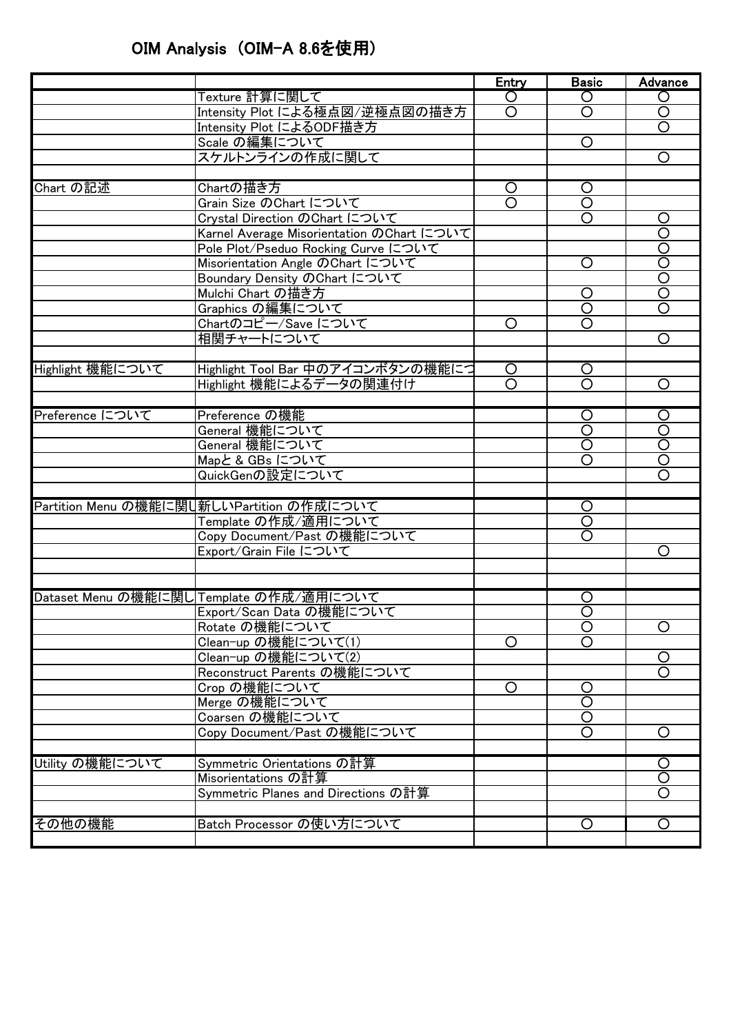# OIM Analysis （OIM-A 8.6を使用）

| | | Entry | Basic | Advance |
|---|---|---|---|---|
| | Texture 計算に関して | ○ | ○ | ○ |
| | Intensity Plot による極点図/逆極点図の描き方 | ○ | ○ | ○ |
| | Intensity Plot によるODF描き方 | | | ○ |
| | Scale の編集について | | ○ | |
| | スケルトンラインの作成に関して | | | ○ |
| | | | | |
| Chart の記述 | Chartの描き方 | ○ | ○ | |
| | Grain Size のChart について | ○ | ○ | |
| | Crystal Direction のChart について | | ○ | ○ |
| | Karnel Average Misorientation のChart について | | | ○ |
| | Pole Plot/Pseduo Rocking Curve について | | | ○ |
| | Misorientation Angle のChart について | | ○ | ○ |
| | Boundary Density のChart について | | | ○ |
| | Mulchi Chart の描き方 | | ○ | ○ |
| | Graphics の編集について | | ○ | ○ |
| | Chartのコピー/Save について | ○ | ○ | |
| | 相関チャートについて | | | ○ |
| | | | | |
| Highlight 機能について | Highlight Tool Bar 中のアイコンボタンの機能につ | ○ | ○ | |
| | Highlight 機能によるデータの関連付け | ○ | ○ | ○ |
| | | | | |
| Preference について | Preference の機能 | | ○ | ○ |
| | General 機能について | | ○ | ○ |
| | General 機能について | | ○ | ○ |
| | Mapと & GBs について | | ○ | ○ |
| | QuickGenの設定について | | | ○ |
| | | | | |
| Partition Menu の機能に関し | 新しいPartition の作成について | | ○ | |
| | Template の作成/適用について | | ○ | |
| | Copy Document/Past の機能について | | ○ | |
| | Export/Grain File について | | | ○ |
| | | | | |
| | | | | |
| Dataset Menu の機能に関し | Template の作成/適用について | | ○ | |
| | Export/Scan Data の機能について | | ○ | |
| | Rotate の機能について | | ○ | ○ |
| | Clean-up の機能について(1) | ○ | ○ | |
| | Clean-up の機能について(2) | | | ○ |
| | Reconstruct Parents の機能について | | | ○ |
| | Crop の機能について | ○ | ○ | |
| | Merge の機能について | | ○ | |
| | Coarsen の機能について | | ○ | |
| | Copy Document/Past の機能について | | ○ | ○ |
| | | | | |
| Utility の機能について | Symmetric Orientations の計算 | | | ○ |
| | Misorientations の計算 | | | ○ |
| | Symmetric Planes and Directions の計算 | | | ○ |
| | | | | |
| その他の機能 | Batch Processor の使い方について | | ○ | ○ |
| | | | | |